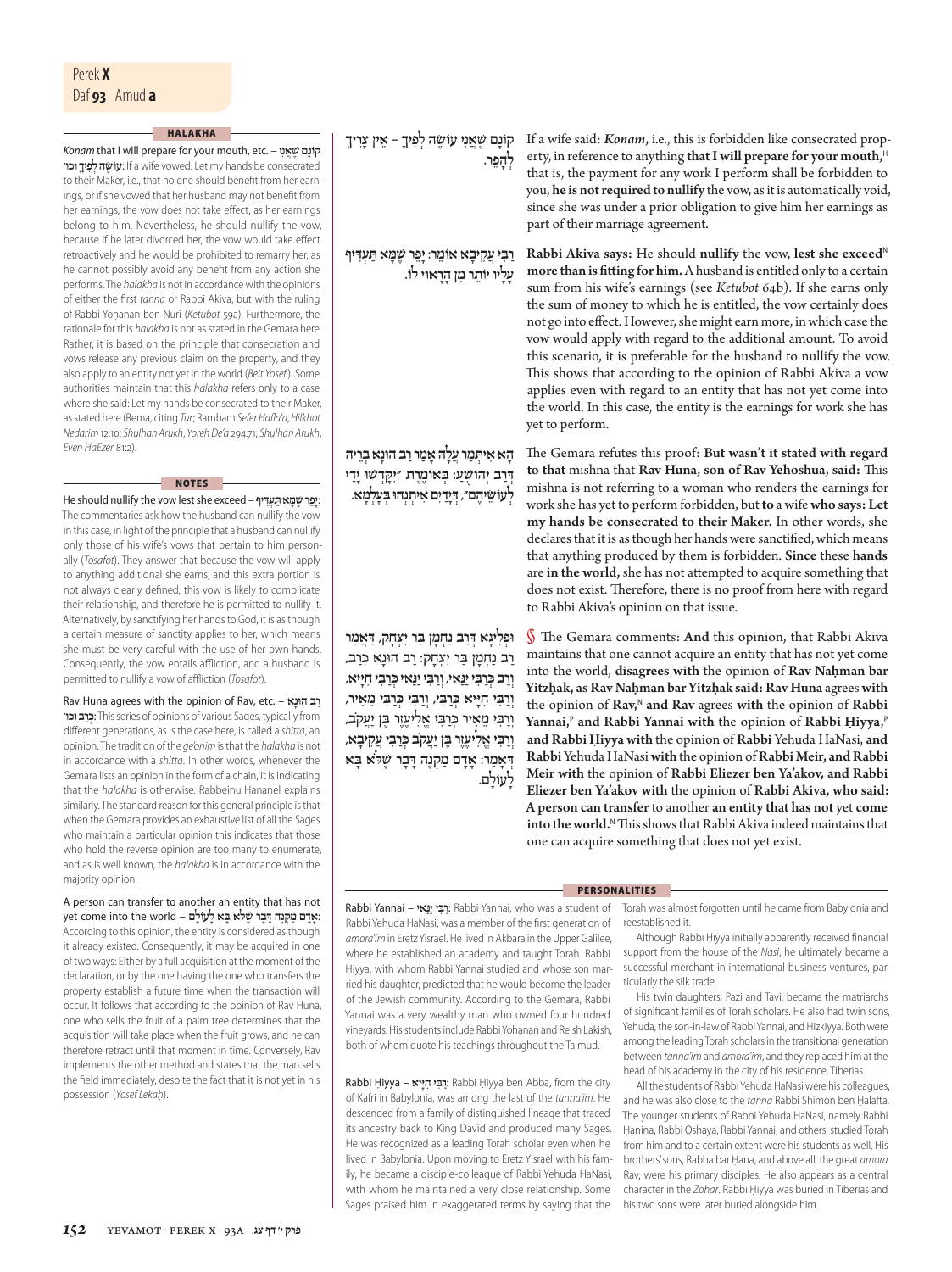Perek **X**
Daf **93** Amud **a**

קוֹנָם שֶׁאֲנִי עוֹשָׂה לְפִיךָ – אֵין צָרִיךְ לְהָפֵר.

If a wife said: *Konam*, i.e., this is forbidden like consecrated property, in reference to anything **that I will prepare for your mouth,**[H] that is, the payment for any work I perform shall be forbidden to you, **he is not required to nullify** the vow, as it is automatically void, since she was under a prior obligation to give him her earnings as part of their marriage agreement.

רַבִּי עֲקִיבָא אוֹמֵר: יָפֵר שֶׁמָּא תַּעְדִּיף עָלָיו יוֹתֵר מִן הָרָאוּי לוֹ.

**Rabbi Akiva says:** He should **nullify** the vow, **lest she exceed**[N] **more than is fitting for him.** A husband is entitled only to a certain sum from his wife's earnings (see *Ketubot* 64b). If she earns only the sum of money to which he is entitled, the vow certainly does not go into effect. However, she might earn more, in which case the vow would apply with regard to the additional amount. To avoid this scenario, it is preferable for the husband to nullify the vow. This shows that according to the opinion of Rabbi Akiva a vow applies even with regard to an entity that has not yet come into the world. In this case, the entity is the earnings for work she has yet to perform.

הָא אִיתְּמַר עֲלַהּ אָמַר רַב הוּנָא בְּרֵיהּ דְּרַב יְהוֹשֻׁעַ: בְּאוֹמֶרֶת ״יִקְדְּשׁוּ יָדַי לְעוֹשֵׂיהֶם״, דְּיָדַיִם אִיתְנְהוּ בְּעָלְמָא.

The Gemara refutes this proof: **But wasn't it stated with regard to that** mishna that **Rav Huna, son of Rav Yehoshua, said:** This mishna is not referring to a woman who renders the earnings for work she has yet to perform forbidden, but **to** a wife **who says: Let my hands be consecrated to their Maker.** In other words, she declares that it is as though her hands were sanctified, which means that anything produced by them is forbidden. **Since** these **hands** are **in the world,** she has not attempted to acquire something that does not exist. Therefore, there is no proof from here with regard to Rabbi Akiva's opinion on that issue.

וּפְלִיגָא דְּרַב נַחְמָן בַּר יִצְחָק, דְּאָמַר רַב נַחְמָן בַּר יִצְחָק: רַב הוּנָא כְּרַב, וְרַב כְּרַבִּי יַנַּאי, וְרַבִּי יַנַּאי כְּרַבִּי חִיָּיא, וְרַבִּי חִיָּיא כְּרַבִּי, וְרַבִּי כְּרַבִּי מֵאִיר, וְרַבִּי מֵאִיר כְּרַבִּי אֱלִיעֶזֶר בֶּן יַעֲקֹב, וְרַבִּי אֱלִיעֶזֶר בֶּן יַעֲקֹב כְּרַבִּי עֲקִיבָא, דְּאָמַר: אָדָם מַקְנֶה דָּבָר שֶׁלֹּא בָּא לָעוֹלָם.

§ The Gemara comments: **And** this opinion, that Rabbi Akiva maintains that one cannot acquire an entity that has not yet come into the world, **disagrees with** the opinion of **Rav Naḥman bar Yitzḥak, as Rav Naḥman bar Yitzḥak said: Rav Huna** agrees **with** the opinion of **Rav,**[N] **and Rav** agrees **with** the opinion of **Rabbi Yannai,**[P] **and Rabbi Yannai with** the opinion of **Rabbi Ḥiyya,**[P] **and Rabbi Ḥiyya with** the opinion of **Rabbi** Yehuda HaNasi, **and Rabbi** Yehuda HaNasi **with** the opinion of **Rabbi Meir, and Rabbi Meir with** the opinion of **Rabbi Eliezer ben Ya'akov, and Rabbi Eliezer ben Ya'akov with** the opinion of **Rabbi Akiva, who said: A person can transfer** to another **an entity that has not** yet **come into the world.**[N] This shows that Rabbi Akiva indeed maintains that one can acquire something that does not yet exist.

## HALAKHA

*Konam* that I will prepare for your mouth, etc. – קוֹנָם שֶׁאֲנִי עוֹשָׂה לְפִיךָ וכו׳: If a wife vowed: Let my hands be consecrated to their Maker, i.e., that no one should benefit from her earnings, or if she vowed that her husband may not benefit from her earnings, the vow does not take effect, as her earnings belong to him. Nevertheless, he should nullify the vow, because if he later divorced her, the vow would take effect retroactively and he would be prohibited to remarry her, as he cannot possibly avoid any benefit from any action she performs. The *halakha* is not in accordance with the opinions of either the first *tanna* or Rabbi Akiva, but with the ruling of Rabbi Yoḥanan ben Nuri (*Ketubot* 59a). Furthermore, the rationale for this *halakha* is not as stated in the Gemara here. Rather, it is based on the principle that consecration and vows release any previous claim on the property, and they also apply to an entity not yet in the world (*Beit Yosef*). Some authorities maintain that this *halakha* refers only to a case where she said: Let my hands be consecrated to their Maker, as stated here (Rema, citing *Tur*; Rambam *Sefer Hafla'a*, *Hilkhot Nedarim* 12:10; *Shulḥan Arukh*, *Yoreh De'a* 294:71; *Shulḥan Arukh*, *Even HaEzer* 81:2).

## NOTES

He should nullify the vow lest she exceed – יָפֵר שֶׁמָּא תַּעְדִּיף: The commentaries ask how the husband can nullify the vow in this case, in light of the principle that a husband can nullify only those of his wife's vows that pertain to him personally (*Tosafot*). They answer that because the vow will apply to anything additional she earns, and this extra portion is not always clearly defined, this vow is likely to complicate their relationship, and therefore he is permitted to nullify it. Alternatively, by sanctifying her hands to God, it is as though a certain measure of sanctity applies to her, which means she must be very careful with the use of her own hands. Consequently, the vow entails affliction, and a husband is permitted to nullify a vow of affliction (*Tosafot*).

Rav Huna agrees with the opinion of Rav, etc. – רַב הוּנָא כְּרַב וכו׳: This series of opinions of various Sages, typically from different generations, as is the case here, is called a *shitta*, an opinion. The tradition of the *ge'onim* is that the *halakha* is not in accordance with a *shitta*. In other words, whenever the Gemara lists an opinion in the form of a chain, it is indicating that the *halakha* is otherwise. Rabbeinu Ḥananel explains similarly. The standard reason for this general principle is that when the Gemara provides an exhaustive list of all the Sages who maintain a particular opinion this indicates that those who hold the reverse opinion are too many to enumerate, and as is well known, the *halakha* is in accordance with the majority opinion.

A person can transfer to another an entity that has not yet come into the world – אָדָם מַקְנֶה דָּבָר שֶׁלֹּא בָּא לָעוֹלָם: According to this opinion, the entity is considered as though it already existed. Consequently, it may be acquired in one of two ways: Either by a full acquisition at the moment of the declaration, or by the one having the one who transfers the property establish a future time when the transaction will occur. It follows that according to the opinion of Rav Huna, one who sells the fruit of a palm tree determines that the acquisition will take place when the fruit grows, and he can therefore retract until that moment in time. Conversely, Rav implements the other method and states that the man sells the field immediately, despite the fact that it is not yet in his possession (*Yosef Lekaḥ*).

## PERSONALITIES

Rabbi Yannai – רַבִּי יַנַּאי: Rabbi Yannai, who was a student of Rabbi Yehuda HaNasi, was a member of the first generation of *amora'im* in Eretz Yisrael. He lived in Akbara in the Upper Galilee, where he established an academy and taught Torah. Rabbi Ḥiyya, with whom Rabbi Yannai studied and whose son married his daughter, predicted that he would become the leader of the Jewish community. According to the Gemara, Rabbi Yannai was a very wealthy man who owned four hundred vineyards. His students include Rabbi Yoḥanan and Reish Lakish, both of whom quote his teachings throughout the Talmud.

Rabbi Ḥiyya – רַבִּי חִיָּיא: Rabbi Ḥiyya ben Abba, from the city of Kafri in Babylonia, was among the last of the *tanna'im*. He descended from a family of distinguished lineage that traced its ancestry back to King David and produced many Sages. He was recognized as a leading Torah scholar even when he lived in Babylonia. Upon moving to Eretz Yisrael with his family, he became a disciple-colleague of Rabbi Yehuda HaNasi, with whom he maintained a very close relationship. Some Sages praised him in exaggerated terms by saying that the Torah was almost forgotten until he came from Babylonia and reestablished it.

Although Rabbi Ḥiyya initially apparently received financial support from the house of the *Nasi*, he ultimately became a successful merchant in international business ventures, particularly the silk trade.

His twin daughters, Pazi and Tavi, became the matriarchs of significant families of Torah scholars. He also had twin sons, Yehuda, the son-in-law of Rabbi Yannai, and Ḥizkiyya. Both were among the leading Torah scholars in the transitional generation between *tanna'im* and *amora'im*, and they replaced him at the head of his academy in the city of his residence, Tiberias.

All the students of Rabbi Yehuda HaNasi were his colleagues, and he was also close to the *tanna* Rabbi Shimon ben Ḥalafta. The younger students of Rabbi Yehuda HaNasi, namely Rabbi Ḥanina, Rabbi Oshaya, Rabbi Yannai, and others, studied Torah from him and to a certain extent were his students as well. His brothers' sons, Rabba bar Ḥana, and above all, the great *amora* Rav, were his primary disciples. He also appears as a central character in the *Zohar*. Rabbi Ḥiyya was buried in Tiberias and his two sons were later buried alongside him.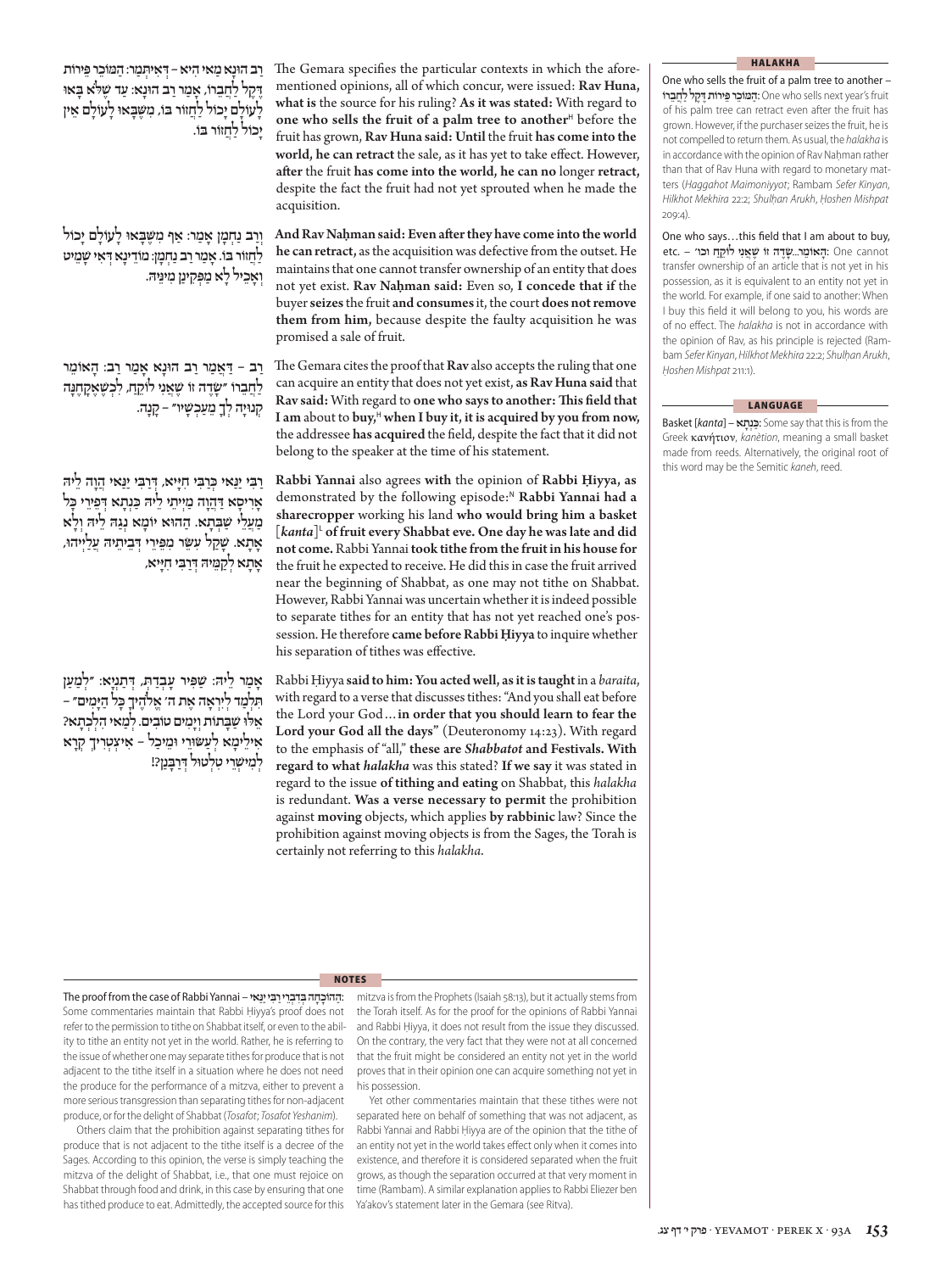רַב הוּנָא מַאי הִיא – דְּאִיתְּמַר: הַמּוֹכֵר פֵּירוֹת דֶּקֶל לַחֲבֵרוֹ, אָמַר רַב הוּנָא: עַד שֶׁלֹּא בָּאוּ לָעוֹלָם יָכוֹל לַחֲזוֹר בּוֹ, מִשֶּׁבָּאוּ לָעוֹלָם אֵין יָכוֹל לַחֲזוֹר בּוֹ.

The Gemara specifies the particular contexts in which the aforementioned opinions, all of which concur, were issued: **Rav Huna, what is** the source for his ruling? **As it was stated:** With regard to **one who sells the fruit of a palm tree to another**[H] before the fruit has grown, **Rav Huna said: Until** the fruit **has come into the world, he can retract** the sale, as it has yet to take effect. However, **after** the fruit **has come into the world, he can no** longer **retract,** despite the fact the fruit had not yet sprouted when he made the acquisition.

וְרַב נַחְמָן אָמַר: אַף מִשֶּׁבָּאוּ לָעוֹלָם יָכוֹל לַחֲזוֹר בּוֹ. אָמַר רַב נַחְמָן: מוֹדֵינָא דְּאִי שָׁמֵיט וְאָכֵיל לָא מַפְּקִינַן מִינֵּיהּ.

**And Rav Naḥman said: Even after they have come into the world he can retract,** as the acquisition was defective from the outset. He maintains that one cannot transfer ownership of an entity that does not yet exist. **Rav Naḥman said:** Even so, **I concede that if** the buyer **seizes** the fruit **and consumes** it, the court **does not remove them from him,** because despite the faulty acquisition he was promised a sale of fruit.

רַב – דַּאֲמַר רַב הוּנָא אָמַר רַב: הָאוֹמֵר לַחֲבֵרוֹ ״שָׂדֶה זוֹ שֶׁאֲנִי לוֹקֵחַ, לִכְשֶׁאֶקָּחֶנָּה קְנוּיָה לְךָ מֵעַכְשָׁיו״ – קָנָה.

The Gemara cites the proof that **Rav** also accepts the ruling that one can acquire an entity that does not yet exist, **as Rav Huna said** that **Rav said:** With regard to **one who says to another: This field that I am** about to **buy,**[H] **when I buy it, it is acquired by you from now,** the addressee **has acquired** the field, despite the fact that it did not belong to the speaker at the time of his statement.

רַבִּי יַנַּאי כְּרַבִּי חִיָּיא, דְּרַבִּי יַנַּאי הֲוָה לֵיהּ אָרִיסָא דַּהֲוָה מַיְיתֵי לֵיהּ כַּנְתָּא דְּפֵירֵי כָּל מַעֲלֵי שַׁבְּתָא. הַהוּא יוֹמָא נַגְהָ לֵיהּ וְלָא אֲתָא. שָׁקַל עִישֵּׂר מִפֵּירֵי דְּבֵיתֵיהּ עֲלַיְיהוּ, אֲתָא לְקַמֵּיהּ דְּרַבִּי חִיָּיא,

**Rabbi Yannai** also agrees **with** the opinion of **Rabbi Ḥiyya, as** demonstrated by the following episode:[N] **Rabbi Yannai had a sharecropper** working his land **who would bring him a basket** [*kanta*][L] **of fruit every Shabbat eve. One day he was late and did not come.** Rabbi Yannai **took tithe from the fruit in his house for** the fruit he expected to receive. He did this in case the fruit arrived near the beginning of Shabbat, as one may not tithe on Shabbat. However, Rabbi Yannai was uncertain whether it is indeed possible to separate tithes for an entity that has not yet reached one's possession. He therefore **came before Rabbi Ḥiyya** to inquire whether his separation of tithes was effective.

אֲמַר לֵיהּ: שַׁפִּיר עֲבַדְתְּ, דְּתַנְיָא: ״לְמַעַן תִּלְמַד לְיִרְאָה אֶת ה׳ אֱלֹהֶיךָ כָּל הַיָּמִים״ – אֵלּוּ שַׁבָּתוֹת וְיָמִים טוֹבִים. לְמַאי הִלְכְתָא? אִילֵּימָא לְעַשּׂוּרֵי וּמֵיכַל – אִיצְטְרִיךְ קְרָא לְמִישְׁרֵי טִלְטוּל דְּרַבָּנַן?!

Rabbi Ḥiyya **said to him: You acted well, as it is taught** in a *baraita*, with regard to a verse that discusses tithes: "And you shall eat before the Lord your God…**in order that you should learn to fear the Lord your God all the days**" (Deuteronomy 14:23). With regard to the emphasis of "all," **these are** *Shabbatot* **and Festivals. With regard to what** *halakha* was this stated? **If we say** it was stated in regard to the issue **of tithing and eating** on Shabbat, this *halakha* is redundant. **Was a verse necessary to permit** the prohibition against **moving** objects, which applies **by rabbinic** law? Since the prohibition against moving objects is from the Sages, the Torah is certainly not referring to this *halakha*.

## HALAKHA

**One who sells the fruit of a palm tree to another** – **הַמּוֹכֵר פֵּירוֹת דֶּקֶל לַחֲבֵרוֹ:** One who sells next year's fruit of his palm tree can retract even after the fruit has grown. However, if the purchaser seizes the fruit, he is not compelled to return them. As usual, the *halakha* is in accordance with the opinion of Rav Naḥman rather than that of Rav Huna with regard to monetary matters (*Haggahot Maimoniyyot*; Rambam *Sefer Kinyan*, *Hilkhot Mekhira* 22:2; *Shulḥan Arukh*, *Ḥoshen Mishpat* 209:4).

**One who says…this field that I am about to buy, etc.** – **הָאוֹמֵר...שָׂדֶה זוֹ שֶׁאֲנִי לוֹקֵחַ וכו׳:** One cannot transfer ownership of an article that is not yet in his possession, as it is equivalent to an entity not yet in the world. For example, if one said to another: When I buy this field it will belong to you, his words are of no effect. The *halakha* is not in accordance with the opinion of Rav, as his principle is rejected (Rambam *Sefer Kinyan*, *Hilkhot Mekhira* 22:2; *Shulḥan Arukh*, *Ḥoshen Mishpat* 211:1).

## LANGUAGE

**Basket** [*kanta*] – **כַּנְתָּא:** Some say that this is from the Greek κανήτιον, *kanètion*, meaning a small basket made from reeds. Alternatively, the original root of this word may be the Semitic *kaneh*, reed.

## NOTES

**The proof from the case of Rabbi Yannai** – **הַהוֹכָחָה בְּדִבְרֵי רַבִּי יַנַּאי:** Some commentaries maintain that Rabbi Ḥiyya's proof does not refer to the permission to tithe on Shabbat itself, or even to the ability to tithe an entity not yet in the world. Rather, he is referring to the issue of whether one may separate tithes for produce that is not adjacent to the tithe itself in a situation where he does not need the produce for the performance of a mitzva, either to prevent a more serious transgression than separating tithes for non-adjacent produce, or for the delight of Shabbat (*Tosafot*; *Tosafot Yeshanim*).

Others claim that the prohibition against separating tithes for produce that is not adjacent to the tithe itself is a decree of the Sages. According to this opinion, the verse is simply teaching the mitzva of the delight of Shabbat, i.e., that one must rejoice on Shabbat through food and drink, in this case by ensuring that one has tithed produce to eat. Admittedly, the accepted source for this mitzva is from the Prophets (Isaiah 58:13), but it actually stems from the Torah itself. As for the proof for the opinions of Rabbi Yannai and Rabbi Ḥiyya, it does not result from the issue they discussed. On the contrary, the very fact that they were not at all concerned that the fruit might be considered an entity not yet in the world proves that in their opinion one can acquire something not yet in his possession.

Yet other commentaries maintain that these tithes were not separated here on behalf of something that was not adjacent, as Rabbi Yannai and Rabbi Ḥiyya are of the opinion that the tithe of an entity not yet in the world takes effect only when it comes into existence, and therefore it is considered separated when the fruit grows, as though the separation occurred at that very moment in time (Rambam). A similar explanation applies to Rabbi Eliezer ben Ya'akov's statement later in the Gemara (see Ritva).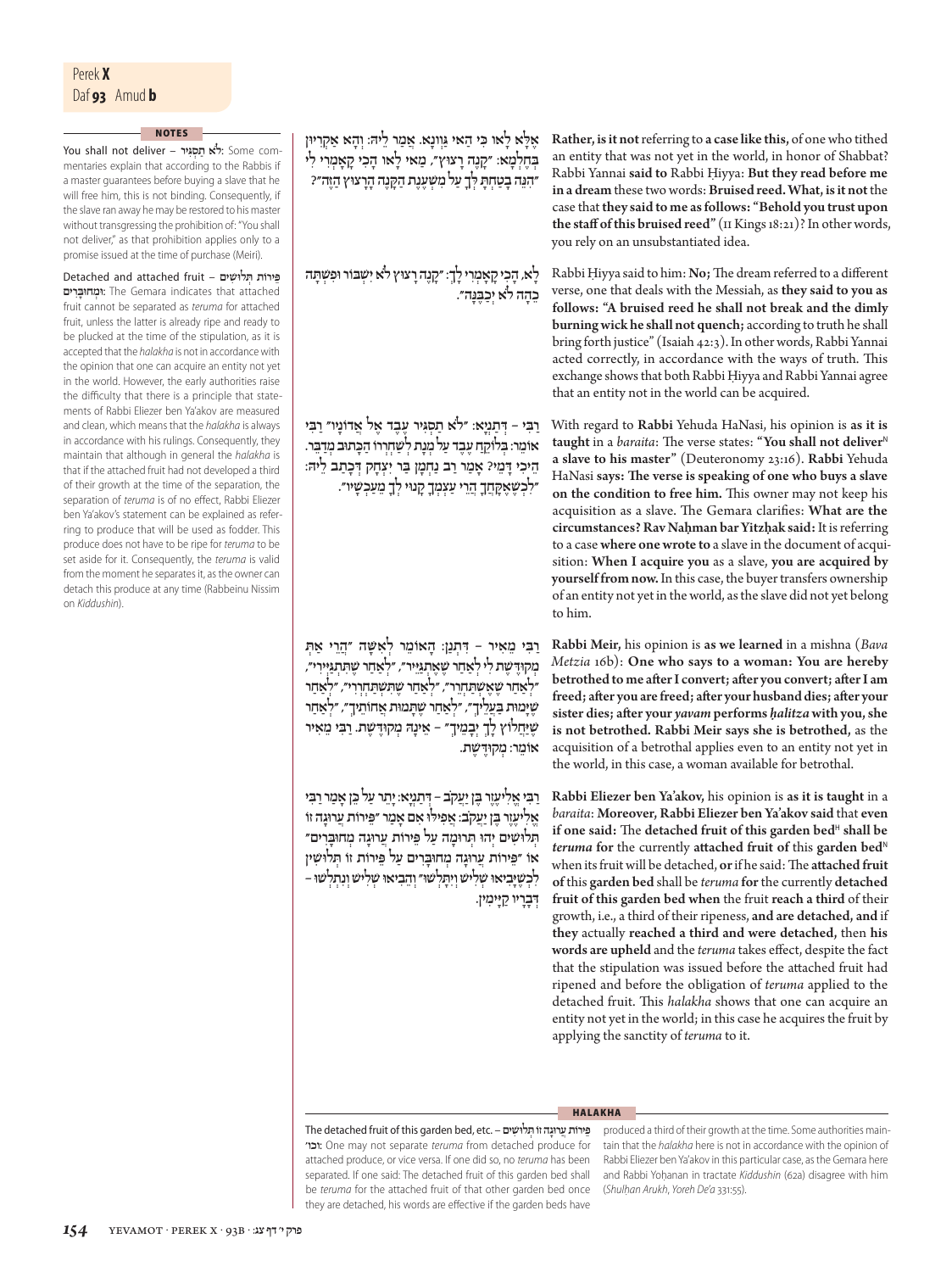## NOTES

**You shall not deliver – לֹא תַסְגִּיר:** Some commentaries explain that according to the Rabbis if a master guarantees before buying a slave that he will free him, this is not binding. Consequently, if the slave ran away he may be restored to his master without transgressing the prohibition of: "You shall not deliver," as that prohibition applies only to a promise issued at the time of purchase (Meiri).

**Detached and attached fruit – פֵּירוֹת תְּלוּשִׁים וּמְחוּבָּרִים:** The Gemara indicates that attached fruit cannot be separated as *teruma* for attached fruit, unless the latter is already ripe and ready to be plucked at the time of the stipulation, as it is accepted that the *halakha* is not in accordance with the opinion that one can acquire an entity not yet in the world. However, the early authorities raise the difficulty that there is a principle that statements of Rabbi Eliezer ben Ya'akov are measured and clean, which means that the *halakha* is always in accordance with his rulings. Consequently, they maintain that although in general the *halakha* is that if the attached fruit had not developed a third of their growth at the time of the separation, the separation of *teruma* is of no effect, Rabbi Eliezer ben Ya'akov's statement can be explained as referring to produce that will be used as fodder. This produce does not have to be ripe for *teruma* to be set aside for it. Consequently, the *teruma* is valid from the moment he separates it, as the owner can detach this produce at any time (Rabbeinu Nissim on *Kiddushin*).

אֶלָּא לָאו כִּי הַאי גַּוְונָא. אֲמַר לֵיהּ: וְהָא אַקְרְיוּן בְּחֶלְמָא: ״קָנֶה רָצוּץ״. מַאי לָאו הָכִי קָאָמְרִי לִי ״הִנֵּה בָטַחְתָּ לְּךָ עַל מִשְׁעֶנֶת הַקָּנֶה הָרָצוּץ הַזֶּה״?

**Rather, is it not** referring to **a case like this,** of one who tithed an entity that was not yet in the world, in honor of Shabbat? Rabbi Yannai **said to** Rabbi Ḥiyya: **But they read before me in a dream** these two words: **Bruised reed. What, is it not** the case that **they said to me as follows: "Behold you trust upon the staff of this bruised reed"** (II Kings 18:21)? In other words, you rely on an unsubstantiated idea.

לָא, הָכִי קָאָמְרִי לָךְ: ״קָנֶה רָצוּץ לֹא יִשְׁבּוֹר וּפִשְׁתָּה כֵהָה לֹא יְכַבֶּנָּה״.

Rabbi Ḥiyya said to him: **No;** The dream referred to a different verse, one that deals with the Messiah, as **they said to you as follows: "A bruised reed he shall not break and the dimly burning wick he shall not quench;** according to truth he shall bring forth justice" (Isaiah 42:3). In other words, Rabbi Yannai acted correctly, in accordance with the ways of truth. This exchange shows that both Rabbi Ḥiyya and Rabbi Yannai agree that an entity not in the world can be acquired.

רַבִּי – דְּתַנְיָא: ״לֹא תַסְגִּיר עֶבֶד אֶל אֲדוֹנָיו״ רַבִּי אוֹמֵר: בְּלוֹקֵחַ עֶבֶד עַל מְנָת לְשַׁחְרְרוֹ הַכָּתוּב מְדַבֵּר. הֵיכִי דָּמֵי? אָמַר רַב נַחְמָן בַּר יִצְחָק דִּכְתַב לֵיהּ: ״לִכְשֶׁאֶקָּחֲךָ הֲרֵי עַצְמְךָ קָנוּי לְךָ מֵעַכְשָׁיו״.

With regard to **Rabbi** Yehuda HaNasi, his opinion is **as it is taught** in a *baraita*: The verse states: **"You shall not deliver**[N] **a slave to his master"** (Deuteronomy 23:16). **Rabbi** Yehuda HaNasi **says: The verse is speaking of one who buys a slave on the condition to free him.** This owner may not keep his acquisition as a slave. The Gemara clarifies: **What are the circumstances? Rav Naḥman bar Yitzḥak said:** It is referring to a case **where one wrote to** a slave in the document of acquisition: **When I acquire you** as a slave, **you are acquired by yourself from now.** In this case, the buyer transfers ownership of an entity not yet in the world, as the slave did not yet belong to him.

רַבִּי מֵאִיר – דִּתְנַן: הָאוֹמֵר לְאִשָּׁה ״הֲרֵי אַתְּ מְקוּדֶּשֶׁת לִי לְאַחַר שֶׁאֶתְגַּיֵּיר״, ״לְאַחַר שֶׁתִּתְגַּיְּירִי״, ״לְאַחַר שֶׁאֶשְׁתַּחְרֵר״, ״לְאַחַר שֶׁתִּשְׁתַּחְרְרִי״, ״לְאַחַר שֶׁיָּמוּת בַּעְלֵיךְ״, ״לְאַחַר שֶׁתָּמוּת אֲחוֹתֵיךְ״, ״לְאַחַר שֶׁיַּחֲלוֹץ לָךְ יְבָמֵיךְ״ – אֵינָהּ מְקוּדֶּשֶׁת. רַבִּי מֵאִיר אוֹמֵר: מְקוּדֶּשֶׁת.

**Rabbi Meir,** his opinion is **as we learned** in a mishna (*Bava Metzia* 16b): **One who says to a woman: You are hereby betrothed to me after I convert; after you convert; after I am freed; after you are freed; after your husband dies; after your sister dies; after your *yavam* performs *ḥalitza* with you, she is not betrothed. Rabbi Meir says she is betrothed,** as the acquisition of a betrothal applies even to an entity not yet in the world, in this case, a woman available for betrothal.

רַבִּי אֱלִיעֶזֶר בֶּן יַעֲקֹב – דְּתַנְיָא: יָתֵר עַל כֵּן אָמַר רַבִּי אֱלִיעֶזֶר בֶּן יַעֲקֹב: אֲפִילּוּ אִם אָמַר ״פֵּירוֹת עֲרוּגָה זוֹ תְּלוּשִׁים יְהוּ תְּרוּמָה עַל פֵּירוֹת עֲרוּגָה מְחוּבָּרִים״ אוֹ ״פֵּירוֹת עֲרוּגָה מְחוּבָּרִים עַל פֵּירוֹת זוֹ תְּלוּשִׁין לִכְשֶׁיָּבִיאוּ שְׁלִישׁ וְיִתָּלְשׁוּ״ וְהֵבִיאוּ שְׁלִישׁ וְנִתְלְשׁוּ – דְּבָרָיו קַיָּימִין.

**Rabbi Eliezer ben Ya'akov,** his opinion is **as it is taught** in a *baraita*: **Moreover, Rabbi Eliezer ben Ya'akov said** that **even if one said:** The **detached fruit of this garden bed**[H] **shall be *teruma* for** the currently **attached fruit of** this **garden bed**[N] when its fruit will be detached, **or** if he said: The **attached fruit of** this **garden bed** shall be *teruma* **for** the currently **detached fruit of this garden bed when** the fruit **reach a third** of their growth, i.e., a third of their ripeness, **and are detached, and** if **they** actually **reached a third and were detached,** then **his words are upheld** and the *teruma* takes effect, despite the fact that the stipulation was issued before the attached fruit had ripened and before the obligation of *teruma* applied to the detached fruit. This *halakha* shows that one can acquire an entity not yet in the world; in this case he acquires the fruit by applying the sanctity of *teruma* to it.

## HALAKHA

**The detached fruit of this garden bed, etc. – פֵּירוֹת עֲרוּגָה זוֹ תְּלוּשִׁים וכו׳:** One may not separate *teruma* from detached produce for attached produce, or vice versa. If one did so, no *teruma* has been separated. If one said: The detached fruit of this garden bed shall be *teruma* for the attached fruit of that other garden bed once they are detached, his words are effective if the garden beds have produced a third of their growth at the time. Some authorities maintain that the *halakha* here is not in accordance with the opinion of Rabbi Eliezer ben Ya'akov in this particular case, as the Gemara here and Rabbi Yoḥanan in tractate *Kiddushin* (62a) disagree with him (*Shulḥan Arukh*, *Yoreh De'a* 331:55).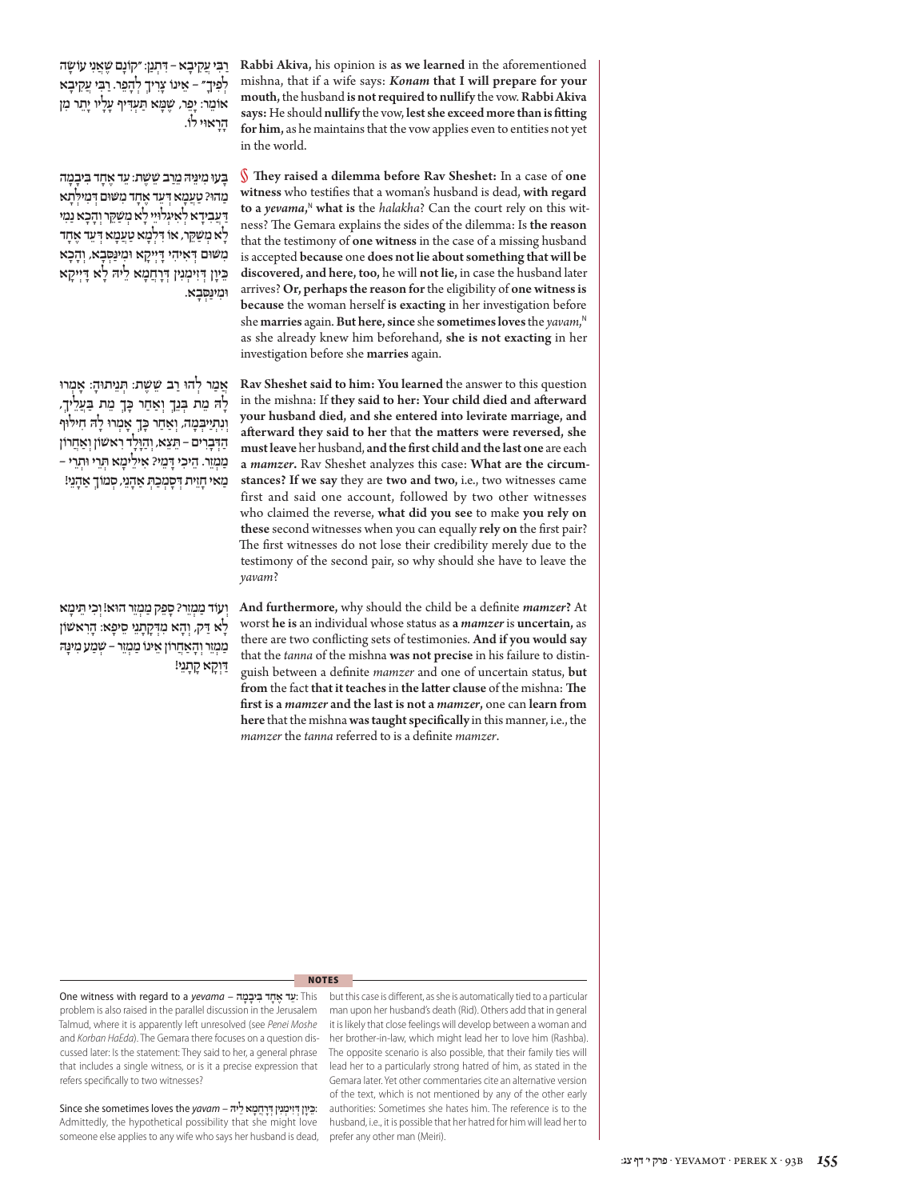רַבִּי עֲקִיבָא – דִּתְנַן: ״קוֹנָם שֶׁאֲנִי עוֹשָׂה לְפִיךָ״ – אֵינוֹ צָרִיךְ לְהָפֵר. רַבִּי עֲקִיבָא אוֹמֵר: יָפֵר, שֶׁמָּא תַּעְדִּיף עָלָיו יָתֵר מִן הָרָאוּי לוֹ.

**Rabbi Akiva,** his opinion is **as we learned** in the aforementioned mishna, that if a wife says: ***Konam* that I will prepare for your mouth,** the husband **is not required to nullify** the vow. **Rabbi Akiva says:** He should **nullify** the vow, **lest she exceed more than is fitting for him,** as he maintains that the vow applies even to entities not yet in the world.

בָּעוּ מִינֵּיהּ מֵרַב שֵׁשֶׁת: עֵד אֶחָד בִּיבָמָה מַהוּ? טַעְמָא דְּעֵד אֶחָד מִשּׁוּם דְּמִילְּתָא דַּעֲבִידָא לְאִיגַּלּוֹיֵי לָא מְשַׁקְּרִי וְהָכָא נָמֵי לָא מְשַׁקֵּר, אוֹ דִּלְמָא טַעְמָא דְּעֵד אֶחָד מִשּׁוּם דְּאִיהִי דָּיְיקָא וּמִינַּסְבָא, וְהָכָא כֵּיוָן דְּזִימְנִין דְּרָחֲמָא לֵיהּ לָא דָּיְיקָא וּמִינַּסְבָא.

§ **They raised a dilemma before Rav Sheshet:** In a case of **one witness** who testifies that a woman's husband is dead, **with regard to a *yevama*,**[N] **what is** the *halakha*? Can the court rely on this witness? The Gemara explains the sides of the dilemma: Is **the reason** that the testimony of **one witness** in the case of a missing husband is accepted **because** one **does not lie about something that will be discovered, and here, too,** he will **not lie,** in case the husband later arrives? **Or, perhaps the reason for** the eligibility of **one witness is because** the woman herself **is exacting** in her investigation before she **marries** again. **But here, since** she **sometimes loves** the *yavam*,[N] as she already knew him beforehand, **she is not exacting** in her investigation before she **marries** again.

אֲמַר לְהוּ רַב שֵׁשֶׁת: תְּנֵיתוּהָ: אָמְרוּ לָהּ מֵת בְּנֵךְ וְאַחַר כָּךְ מֵת בַּעֲלֵיךְ, וְנִתְיַיבְּמָה, וְאַחַר כָּךְ אָמְרוּ לָהּ חִילּוּף הַדְּבָרִים – תֵּצֵא, וְהַוָּלָד רִאשׁוֹן וְאַחֲרוֹן מַמְזֵר. הֵיכִי דָּמֵי? אִילֵימָא תְּרֵי וּתְרֵי – מַאי חָזֵית דְּסָמְכַתְּ אַהָנֵי, סְמוֹךְ אַהָנֵי!

**Rav Sheshet said to him: You learned** the answer to this question in the mishna: If **they said to her: Your child died and afterward your husband died, and she entered into levirate marriage, and afterward they said to her** that **the matters were reversed, she must leave** her husband, **and the first child and the last one** are each a ***mamzer*.** Rav Sheshet analyzes this case: **What are the circumstances? If we say** they are **two and two,** i.e., two witnesses came first and said one account, followed by two other witnesses who claimed the reverse, **what did you see** to make **you rely on these** second witnesses when you can equally **rely on** the first pair? The first witnesses do not lose their credibility merely due to the testimony of the second pair, so why should she have to leave the *yavam*?

וְעוֹד מַמְזֵר? סָפֵק מַמְזֵר הוּא! וְכִי תֵּימָא לָא דַּק, וְהָא מְדְּקָתָנֵי סֵיפָא: הָרִאשׁוֹן מַמְזֵר וְהָאַחֲרוֹן אֵינוֹ מַמְזֵר – שְׁמַע מִינַּהּ דַּוְקָא קָתָנֵי!

**And furthermore,** why should the child be a definite *mamzer*? At worst **he is** an individual whose status as **a *mamzer*** is **uncertain,** as there are two conflicting sets of testimonies. **And if you would say** that the *tanna* of the mishna **was not precise** in his failure to distinguish between a definite *mamzer* and one of uncertain status, **but from** the fact **that it teaches** in **the latter clause** of the mishna: **The first is a *mamzer* and the last is not a *mamzer*,** one can **learn from here** that the mishna **was taught specifically** in this manner, i.e., the *mamzer* the *tanna* referred to is a definite *mamzer*.

## NOTES

One witness with regard to a *yevama* – עֵד אֶחָד בִּיבָמָה: This problem is also raised in the parallel discussion in the Jerusalem Talmud, where it is apparently left unresolved (see *Penei Moshe* and *Korban HaEda*). The Gemara there focuses on a question discussed later: Is the statement: They said to her, a general phrase that includes a single witness, or is it a precise expression that refers specifically to two witnesses?

Since she sometimes loves the *yavam* – כֵּיוָן דְּזִימְנִין דְּרָחֲמָא לֵיהּ: Admittedly, the hypothetical possibility that she might love someone else applies to any wife who says her husband is dead, but this case is different, as she is automatically tied to a particular man upon her husband's death (Rid). Others add that in general it is likely that close feelings will develop between a woman and her brother-in-law, which might lead her to love him (Rashba). The opposite scenario is also possible, that their family ties will lead her to a particularly strong hatred of him, as stated in the Gemara later. Yet other commentaries cite an alternative version of the text, which is not mentioned by any of the other early authorities: Sometimes she hates him. The reference is to the husband, i.e., it is possible that her hatred for him will lead her to prefer any other man (Meiri).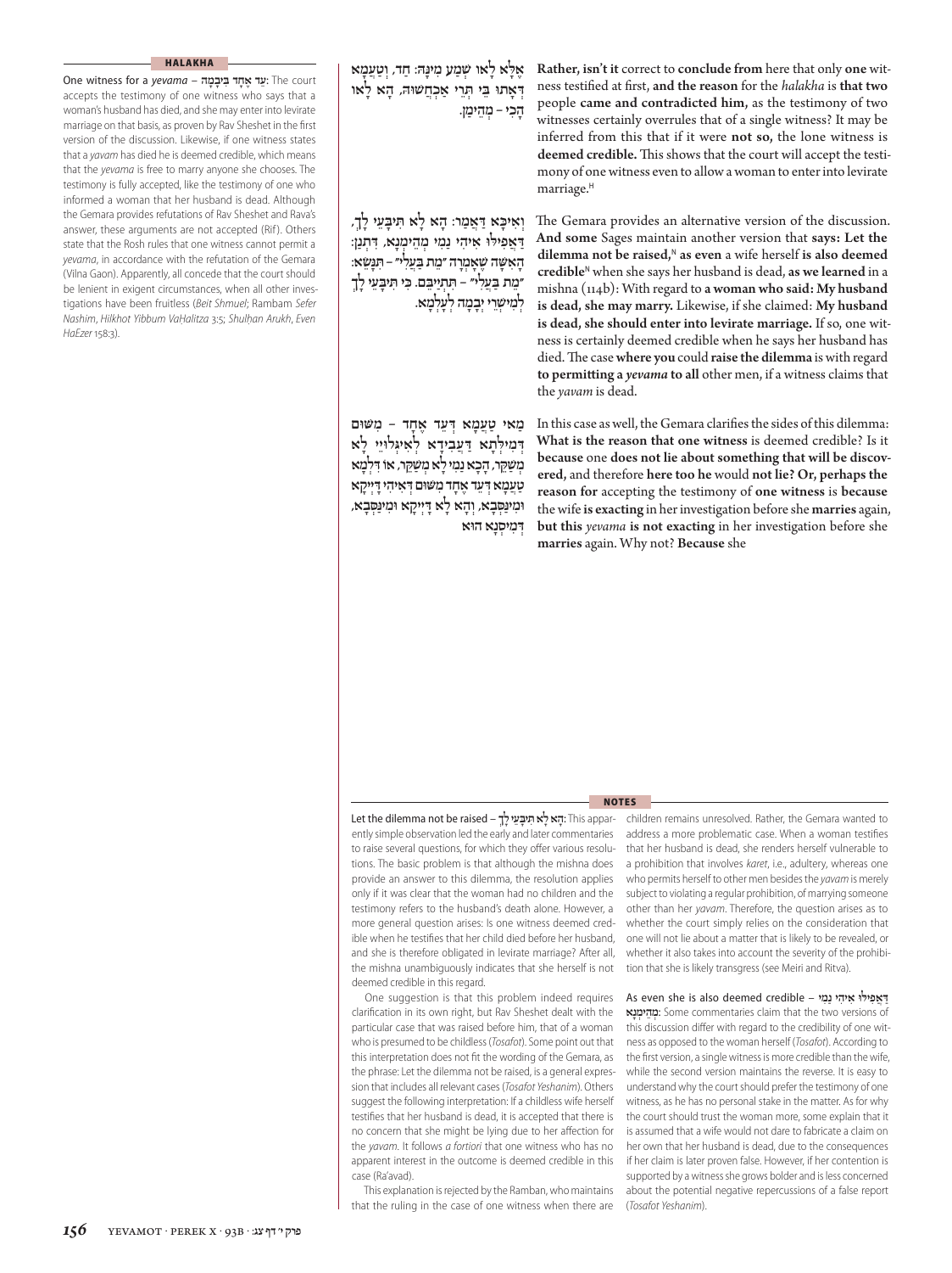## HALAKHA

One witness for a *yevama* – **עֵד אֶחָד בִּיבָמָה**: The court accepts the testimony of one witness who says that a woman's husband has died, and she may enter into levirate marriage on that basis, as proven by Rav Sheshet in the first version of the discussion. Likewise, if one witness states that a *yavam* has died he is deemed credible, which means that the *yevama* is free to marry anyone she chooses. The testimony is fully accepted, like the testimony of one who informed a woman that her husband is dead. Although the Gemara provides refutations of Rav Sheshet and Rava's answer, these arguments are not accepted (Rif). Others state that the Rosh rules that one witness cannot permit a *yevama*, in accordance with the refutation of the Gemara (Vilna Gaon). Apparently, all concede that the court should be lenient in exigent circumstances, when all other investigations have been fruitless (*Beit Shmuel*; Rambam *Sefer Nashim*, *Hilkhot Yibbum VaḤalitza* 3:5; *Shulḥan Arukh*, *Even HaEzer* 158:3).

אֶלָּא לָאו שְׁמַע מִינַּהּ: חַד, וְטַעְמָא דְּאָתוּ בֵּי תְרֵי אַכְחֲשׁוּהּ, הָא לָאו הָכִי – מְהֵימַן.

**Rather, isn't it** correct to **conclude from** here that only **one** witness testified at first, **and the reason** for the *halakha* is **that two** people **came and contradicted him,** as the testimony of two witnesses certainly overrules that of a single witness? It may be inferred from this that if it were **not so,** the lone witness is **deemed credible.** This shows that the court will accept the testimony of one witness even to allow a woman to enter into levirate marriage.[H]

וְאִיכָּא דְּאָמַר: הָא לָא תִּיבְּעֵי לָךְ, דַּאֲפִילּוּ אִיהִי נַמִי מְהֵימְנָא, דִּתְנַן: הָאִשָּׁה שֶׁאָמְרָה ״מֵת בַּעְלִי״ – תִּנָּשֵׂא. ״מֵת בַּעְלִי״ – תִּתְיַיבֵּם. כִּי תִּיבְּעֵי לָךְ לְמִישְׁרֵי יְבָמָה לְעָלְמָא.

The Gemara provides an alternative version of the discussion. **And some** Sages maintain another version that **says: Let the dilemma not be raised,**[N] **as even** a wife herself **is also deemed credible**[N] when she says her husband is dead, **as we learned** in a mishna (114b): With regard to **a woman who said: My husband is dead, she may marry.** Likewise, if she claimed: **My husband is dead, she should enter into levirate marriage.** If so, one witness is certainly deemed credible when he says her husband has died. The case **where you** could **raise the dilemma** is with regard **to permitting a *yevama* to all** other men, if a witness claims that the *yavam* is dead.

מַאי טַעְמָא דְּעֵד אֶחָד – מִשּׁוּם דְּמִילְּתָא דַּעֲבִידָא לְאִיגַּלּוֹיֵי לָא מְשַׁקֵּר, הָכָא נַמִי לָא מְשַׁקֵּר, אוֹ דִּלְמָא טַעְמָא דְּעֵד אֶחָד מִשּׁוּם דְּאִיהִי דָּיְיקָא וּמִינַּסְבָא, וְהָא לָא דָּיְיקָא וּמִינַּסְבָא, דְּמִיסְנָא הוּא

In this case as well, the Gemara clarifies the sides of this dilemma: **What is the reason that one witness** is deemed credible? Is it **because** one **does not lie about something that will be discovered,** and therefore **here too he** would **not lie? Or, perhaps the reason for** accepting the testimony of **one witness** is **because** the wife **is exacting** in her investigation before she **marries** again, **but this** *yevama* **is not exacting** in her investigation before she **marries** again. Why not? **Because** she

## NOTES

Let the dilemma not be raised – **הָא לָא תִּיבְּעֵי לָךְ**: This apparently simple observation led the early and later commentaries to raise several questions, for which they offer various resolutions. The basic problem is that although the mishna does provide an answer to this dilemma, the resolution applies only if it was clear that the woman had no children and the testimony refers to the husband's death alone. However, a more general question arises: Is one witness deemed credible when he testifies that her child died before her husband, and she is therefore obligated in levirate marriage? After all, the mishna unambiguously indicates that she herself is not deemed credible in this regard.

One suggestion is that this problem indeed requires clarification in its own right, but Rav Sheshet dealt with the particular case that was raised before him, that of a woman who is presumed to be childless (*Tosafot*). Some point out that this interpretation does not fit the wording of the Gemara, as the phrase: Let the dilemma not be raised, is a general expression that includes all relevant cases (*Tosafot Yeshanim*). Others suggest the following interpretation: If a childless wife herself testifies that her husband is dead, it is accepted that there is no concern that she might be lying due to her affection for the *yavam*. It follows *a fortiori* that one witness who has no apparent interest in the outcome is deemed credible in this case (Ra'avad).

This explanation is rejected by the Ramban, who maintains that the ruling in the case of one witness when there are children remains unresolved. Rather, the Gemara wanted to address a more problematic case. When a woman testifies that her husband is dead, she renders herself vulnerable to a prohibition that involves *karet*, i.e., adultery, whereas one who permits herself to other men besides the *yavam* is merely subject to violating a regular prohibition, of marrying someone other than her *yavam*. Therefore, the question arises as to whether the court simply relies on the consideration that one will not lie about a matter that is likely to be revealed, or whether it also takes into account the severity of the prohibition that she is likely transgress (see Meiri and Ritva).

As even she is also deemed credible – **דַּאֲפִילּוּ אִיהִי נַמִי מְהֵימְנָא**: Some commentaries claim that the two versions of this discussion differ with regard to the credibility of one witness as opposed to the woman herself (*Tosafot*). According to the first version, a single witness is more credible than the wife, while the second version maintains the reverse. It is easy to understand why the court should prefer the testimony of one witness, as he has no personal stake in the matter. As for why the court should trust the woman more, some explain that it is assumed that a wife would not dare to fabricate a claim on her own that her husband is dead, due to the consequences if her claim is later proven false. However, if her contention is supported by a witness she grows bolder and is less concerned about the potential negative repercussions of a false report (*Tosafot Yeshanim*).